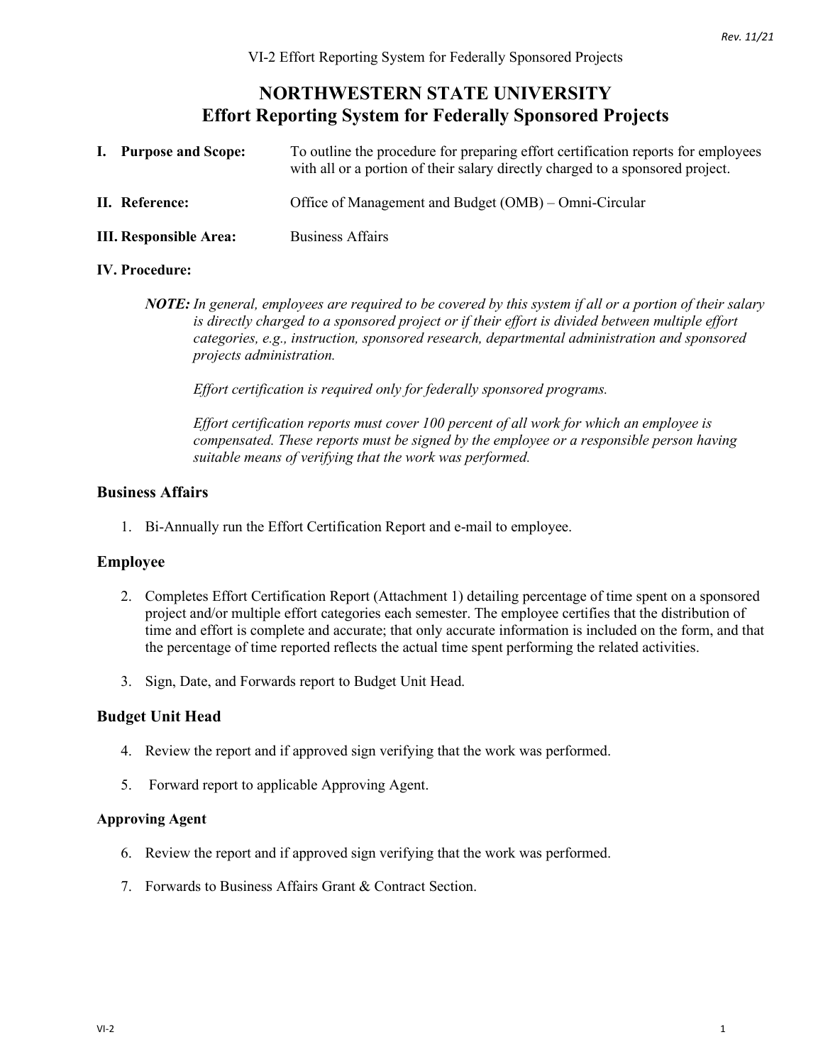# NORTHWESTERN STATE UNIVERSITY
## Effort Reporting System for Federally Sponsored Projects

**I. Purpose and Scope:** To outline the procedure for preparing effort certification reports for employees with all or a portion of their salary directly charged to a sponsored project.

**II. Reference:** Office of Management and Budget (OMB) – Omni-Circular

**III. Responsible Area:** Business Affairs

**IV. Procedure:**

***NOTE:*** *In general, employees are required to be covered by this system if all or a portion of their salary is directly charged to a sponsored project or if their effort is divided between multiple effort categories, e.g., instruction, sponsored research, departmental administration and sponsored projects administration.*

*Effort certification is required only for federally sponsored programs.*

*Effort certification reports must cover 100 percent of all work for which an employee is compensated. These reports must be signed by the employee or a responsible person having suitable means of verifying that the work was performed.*

### Business Affairs

1. Bi-Annually run the Effort Certification Report and e-mail to employee.

### Employee

2. Completes Effort Certification Report (Attachment 1) detailing percentage of time spent on a sponsored project and/or multiple effort categories each semester. The employee certifies that the distribution of time and effort is complete and accurate; that only accurate information is included on the form, and that the percentage of time reported reflects the actual time spent performing the related activities.
3. Sign, Date, and Forwards report to Budget Unit Head.

### Budget Unit Head

4. Review the report and if approved sign verifying that the work was performed.
5. Forward report to applicable Approving Agent.

#### Approving Agent

6. Review the report and if approved sign verifying that the work was performed.
7. Forwards to Business Affairs Grant & Contract Section.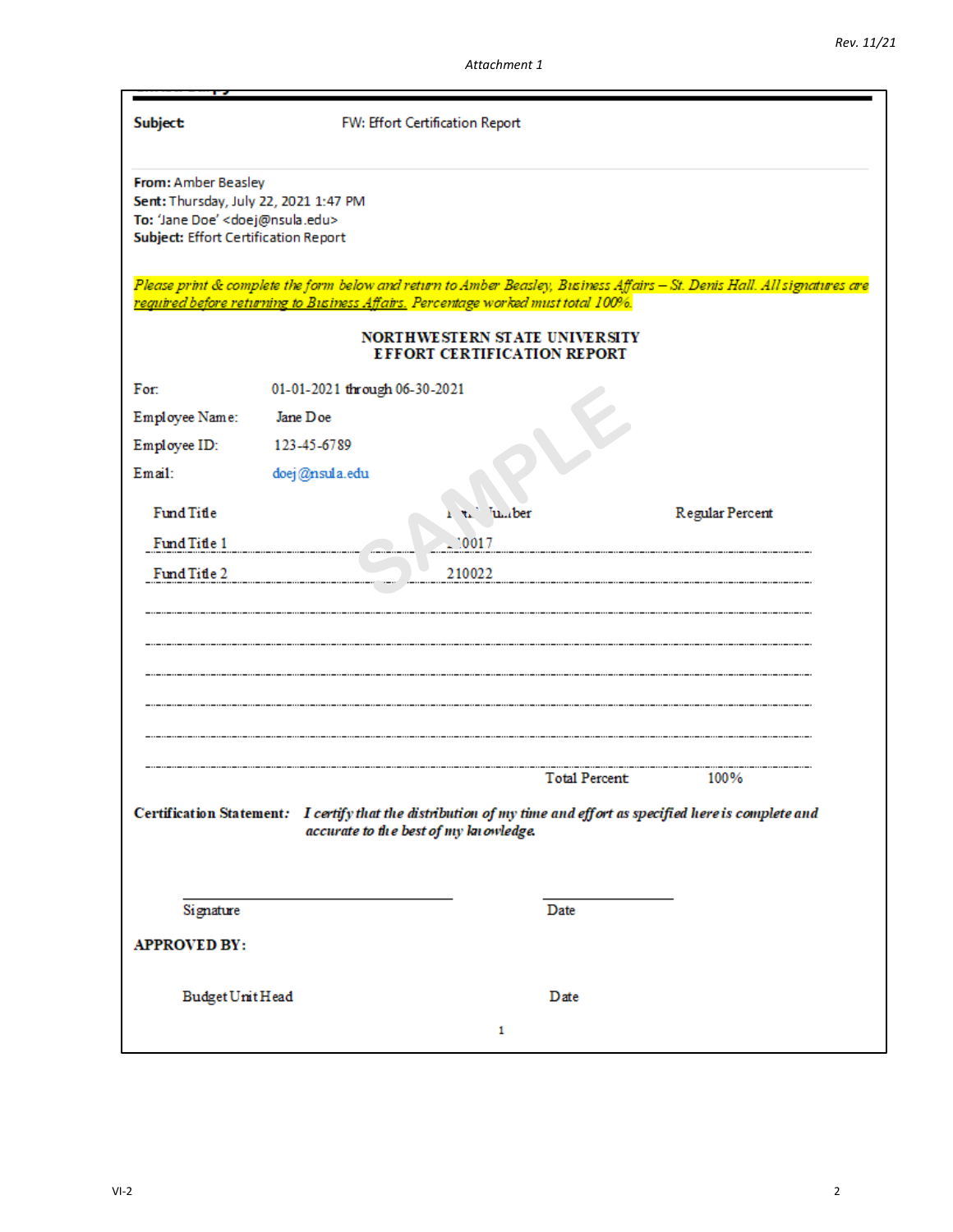Attachment 1

**Subject:** FW: Effort Certification Report

**From:** Amber Beasley
**Sent:** Thursday, July 22, 2021 1:47 PM
**To:** 'Jane Doe' <doej@nsula.edu>
**Subject:** Effort Certification Report

*Please print & complete the form below and return to Amber Beasley, Business Affairs – St. Denis Hall. All signatures are required before returning to Business Affairs. Percentage worked must total 100%.*

**NORTHWESTERN STATE UNIVERSITY**
**EFFORT CERTIFICATION REPORT**

For: 01-01-2021 through 06-30-2021

Employee Name: Jane Doe

Employee ID: 123-45-6789

Email: doej@nsula.edu

SAMPLE

| Fund Title | Fund Number | Regular Percent |
|---|---|---|
| Fund Title 1 | 210017 | |
| Fund Title 2 | 210022 | |
| | | |
| | | |
| | | |
| | | |
| | | |
| | | |
| | Total Percent | 100% |

**Certification Statement:** *I certify that the distribution of my time and effort as specified here is complete and accurate to the best of my knowledge.*

Signature ______________________ Date ______________

**APPROVED BY:**

Budget Unit Head ______________________ Date ______________